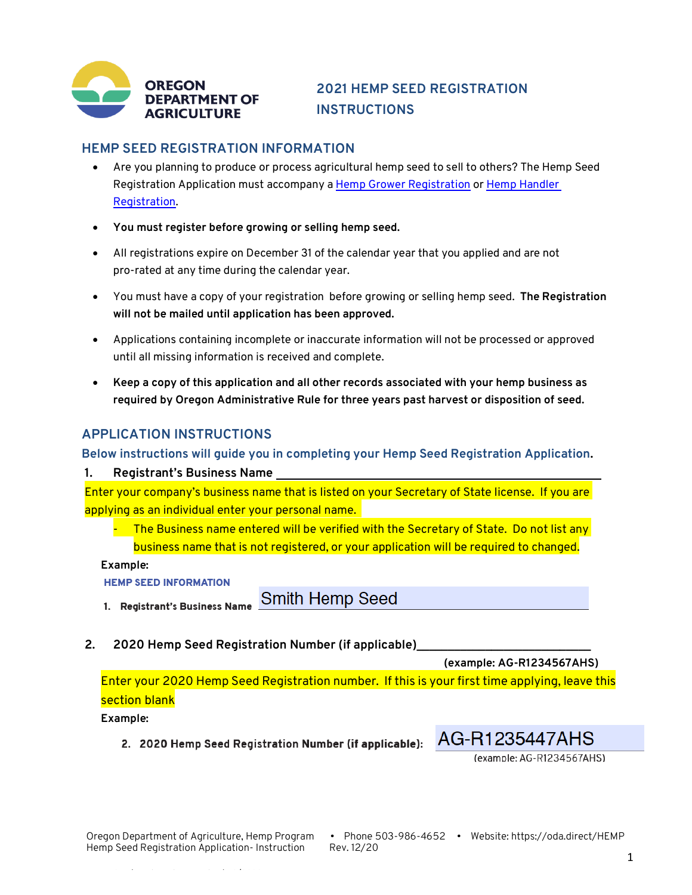**OREGON DEPARTMENT OF AGRICULTURE**

# 2021 HEMP SEED REGISTRATION INSTRUCTIONS

## HEMP SEED REGISTRATION INFORMATION

- Are you planning to produce or process agricultural hemp seed to sell to others? The Hemp Seed Registration Application must accompany a Hemp Grower Registration or Hemp Handler Registration.
- **You must register before growing or selling hemp seed.**
- All registrations expire on December 31 of the calendar year that you applied and are not pro-rated at any time during the calendar year.
- You must have a copy of your registration before growing or selling hemp seed. **The Registration will not be mailed until application has been approved.**
- Applications containing incomplete or inaccurate information will not be processed or approved until all missing information is received and complete.
- **Keep a copy of this application and all other records associated with your hemp business as required by Oregon Administrative Rule for three years past harvest or disposition of seed.**

## APPLICATION INSTRUCTIONS

**Below instructions will guide you in completing your Hemp Seed Registration Application.**

**1. Registrant's Business Name** ____________________

Enter your company's business name that is listed on your Secretary of State license. If you are applying as an individual enter your personal name.

- The Business name entered will be verified with the Secretary of State. Do not list any business name that is not registered, or your application will be required to changed.

**Example:**

HEMP SEED INFORMATION

1. **Registrant's Business Name** Smith Hemp Seed

**2. 2020 Hemp Seed Registration Number (if applicable)**____________________

**(example: AG-R1234567AHS)**

Enter your 2020 Hemp Seed Registration number. If this is your first time applying, leave this section blank

**Example:**

2. **2020 Hemp Seed Registration Number (if applicable):** AG-R1235447AHS

(example: AG-R1234567AHS)

Oregon Department of Agriculture, Hemp Program • Phone 503-986-4652 • Website: https://oda.direct/HEMP
Hemp Seed Registration Application- Instruction Rev. 12/20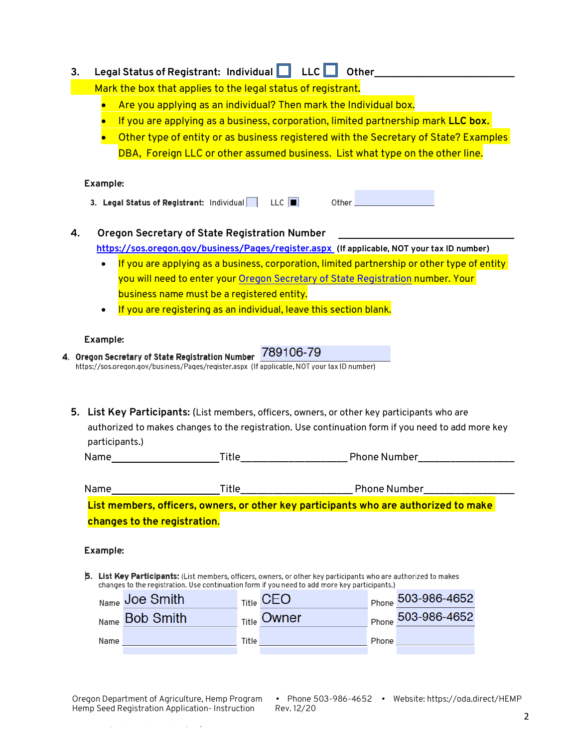**3. Legal Status of Registrant: Individual ☐ LLC ☐ Other\_\_\_\_\_\_\_\_\_\_\_\_\_\_\_\_\_\_\_\_\_\_\_\_**

Mark the box that applies to the legal status of registrant.

- Are you applying as an individual? Then mark the Individual box.
- If you are applying as a business, corporation, limited partnership mark **LLC box.**
- Other type of entity or as business registered with the Secretary of State? Examples DBA, Foreign LLC or other assumed business. List what type on the other line.

**Example:**

**3. Legal Status of Registrant:** Individual ☐ LLC ■ Other \_\_\_\_\_\_\_\_\_\_\_\_

**4. Oregon Secretary of State Registration Number** \_\_\_\_\_\_\_\_\_\_\_\_\_\_\_\_\_\_\_\_\_\_\_\_

https://sos.oregon.gov/business/Pages/register.aspx **(If applicable, NOT your tax ID number)**

- If you are applying as a business, corporation, limited partnership or other type of entity you will need to enter your Oregon Secretary of State Registration number. Your business name must be a registered entity.
- If you are registering as an individual, leave this section blank.

**Example:**

**4. Oregon Secretary of State Registration Number** 789106-79

https://sos.oregon.gov/business/Pages/register.aspx (If applicable, NOT your tax ID number)

**5. List Key Participants:** (List members, officers, owners, or other key participants who are authorized to makes changes to the registration. Use continuation form if you need to add more key participants.)

Name\_\_\_\_\_\_\_\_\_\_\_\_\_\_\_\_\_\_\_\_Title\_\_\_\_\_\_\_\_\_\_\_\_\_\_\_\_\_\_\_\_ Phone Number\_\_\_\_\_\_\_\_\_\_\_\_\_\_\_\_\_\_

Name\_\_\_\_\_\_\_\_\_\_\_\_\_\_\_\_\_\_\_\_Title\_\_\_\_\_\_\_\_\_\_\_\_\_\_\_\_\_\_\_\_ Phone Number\_\_\_\_\_\_\_\_\_\_\_\_\_\_\_\_\_\_

**List members, officers, owners, or other key participants who are authorized to make changes to the registration.**

**Example:**

**5. List Key Participants:** (List members, officers, owners, or other key participants who are authorized to makes changes to the registration. Use continuation form if you need to add more key participants.)

| Name | Title | Phone |
|---|---|---|
| Joe Smith | CEO | 503-986-4652 |
| Bob Smith | Owner | 503-986-4652 |
| | | |

Oregon Department of Agriculture, Hemp Program • Phone 503-986-4652 • Website: https://oda.direct/HEMP
Hemp Seed Registration Application- Instruction Rev. 12/20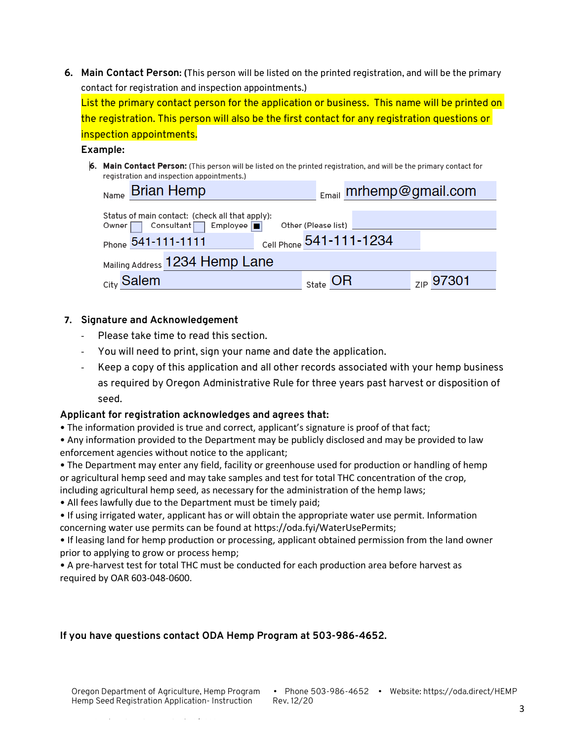6. **Main Contact Person:** (This person will be listed on the printed registration, and will be the primary contact for registration and inspection appointments.)

List the primary contact person for the application or business. This name will be printed on the registration. This person will also be the first contact for any registration questions or inspection appointments.

**Example:**

6. **Main Contact Person:** (This person will be listed on the printed registration, and will be the primary contact for registration and inspection appointments.)

Name Brian Hemp Email mrhemp@gmail.com

Status of main contact: (check all that apply):
Owner ☐ Consultant ☐ Employee ☒ Other (Please list)

Phone 541-111-1111 Cell Phone 541-111-1234

Mailing Address 1234 Hemp Lane

City Salem State OR ZIP 97301

7. **Signature and Acknowledgement**
   - Please take time to read this section.
   - You will need to print, sign your name and date the application.
   - Keep a copy of this application and all other records associated with your hemp business as required by Oregon Administrative Rule for three years past harvest or disposition of seed.

**Applicant for registration acknowledges and agrees that:**

- The information provided is true and correct, applicant's signature is proof of that fact;
- Any information provided to the Department may be publicly disclosed and may be provided to law enforcement agencies without notice to the applicant;
- The Department may enter any field, facility or greenhouse used for production or handling of hemp or agricultural hemp seed and may take samples and test for total THC concentration of the crop, including agricultural hemp seed, as necessary for the administration of the hemp laws;
- All fees lawfully due to the Department must be timely paid;
- If using irrigated water, applicant has or will obtain the appropriate water use permit. Information concerning water use permits can be found at https://oda.fyi/WaterUsePermits;
- If leasing land for hemp production or processing, applicant obtained permission from the land owner prior to applying to grow or process hemp;
- A pre-harvest test for total THC must be conducted for each production area before harvest as required by OAR 603-048-0600.

**If you have questions contact ODA Hemp Program at 503-986-4652.**

Oregon Department of Agriculture, Hemp Program • Phone 503-986-4652 • Website: https://oda.direct/HEMP
Hemp Seed Registration Application- Instruction Rev. 12/20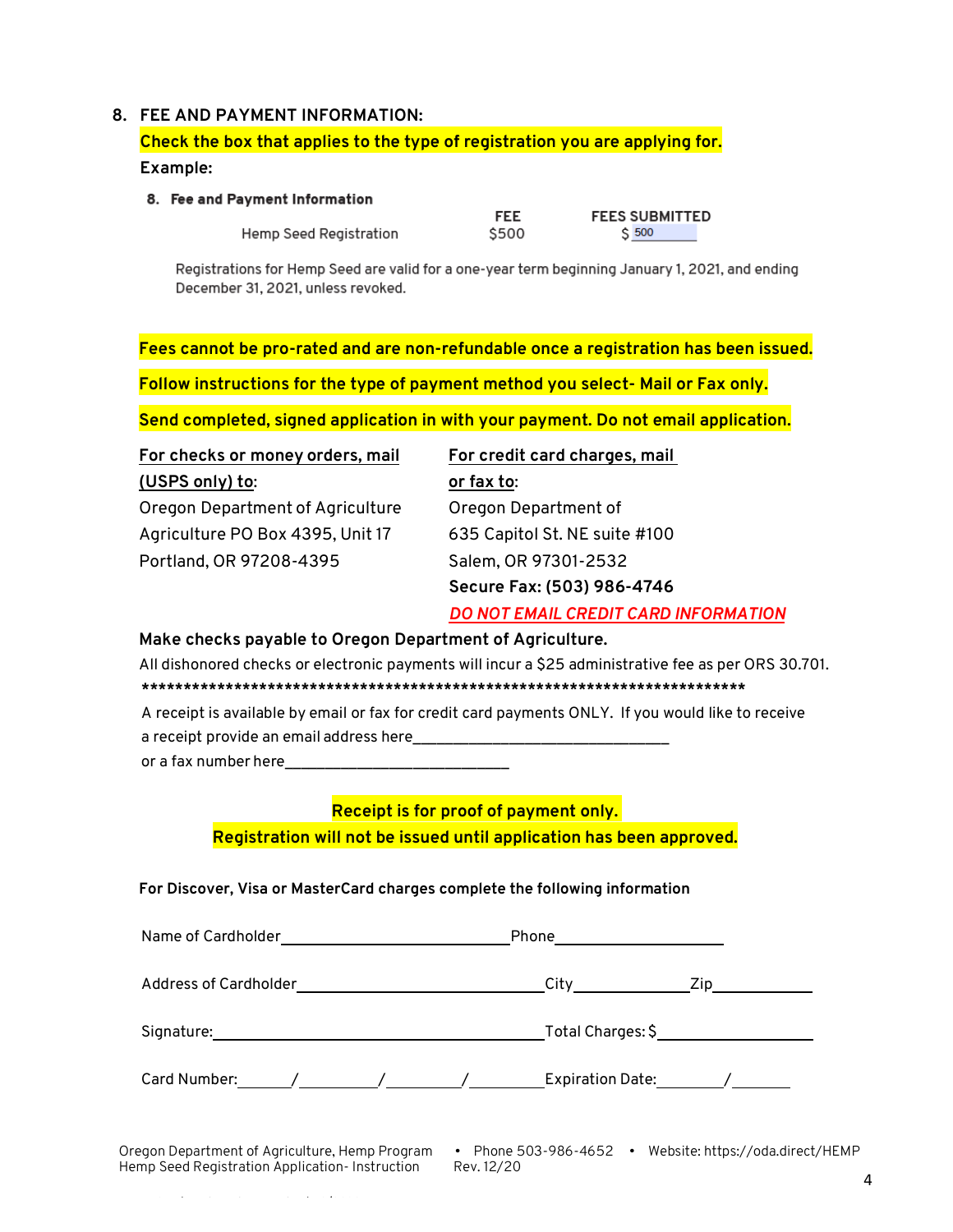## 8. FEE AND PAYMENT INFORMATION:

**Check the box that applies to the type of registration you are applying for.**

**Example:**

**8. Fee and Payment Information**

| | FEE | FEES SUBMITTED |
|---|---|---|
| Hemp Seed Registration | $500 | $ 500 |

Registrations for Hemp Seed are valid for a one-year term beginning January 1, 2021, and ending December 31, 2021, unless revoked.

**Fees cannot be pro-rated and are non-refundable once a registration has been issued.**

**Follow instructions for the type of payment method you select- Mail or Fax only.**

**Send completed, signed application in with your payment. Do not email application.**

**For checks or money orders, mail (USPS only) to:**
Oregon Department of Agriculture
Agriculture PO Box 4395, Unit 17
Portland, OR 97208-4395

**For credit card charges, mail or fax to:**
Oregon Department of
635 Capitol St. NE suite #100
Salem, OR 97301-2532
**Secure Fax: (503) 986-4746**
***DO NOT EMAIL CREDIT CARD INFORMATION***

**Make checks payable to Oregon Department of Agriculture.**

All dishonored checks or electronic payments will incur a $25 administrative fee as per ORS 30.701.

******************************************************************************

A receipt is available by email or fax for credit card payments ONLY. If you would like to receive a receipt provide an email address here_______________________________
or a fax number here___________________________

**Receipt is for proof of payment only.**
**Registration will not be issued until application has been approved.**

**For Discover, Visa or MasterCard charges complete the following information**

Name of Cardholder___________________________ Phone____________________

Address of Cardholder______________________________ City______________ Zip____________

Signature:________________________________________ Total Charges: $________________

Card Number:______/_________/_________/_________ Expiration Date:________/_______